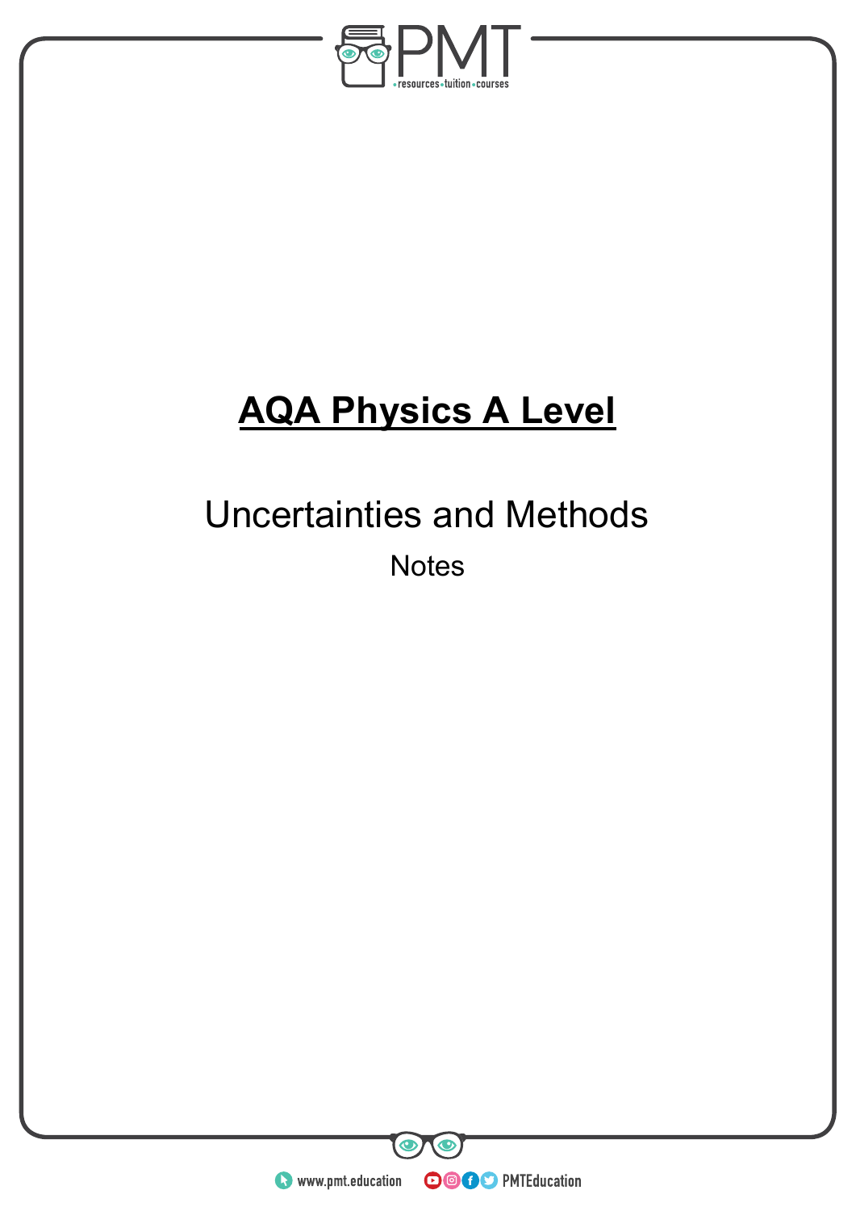# AQA Physics A Level

## Uncertainties and Methods

Notes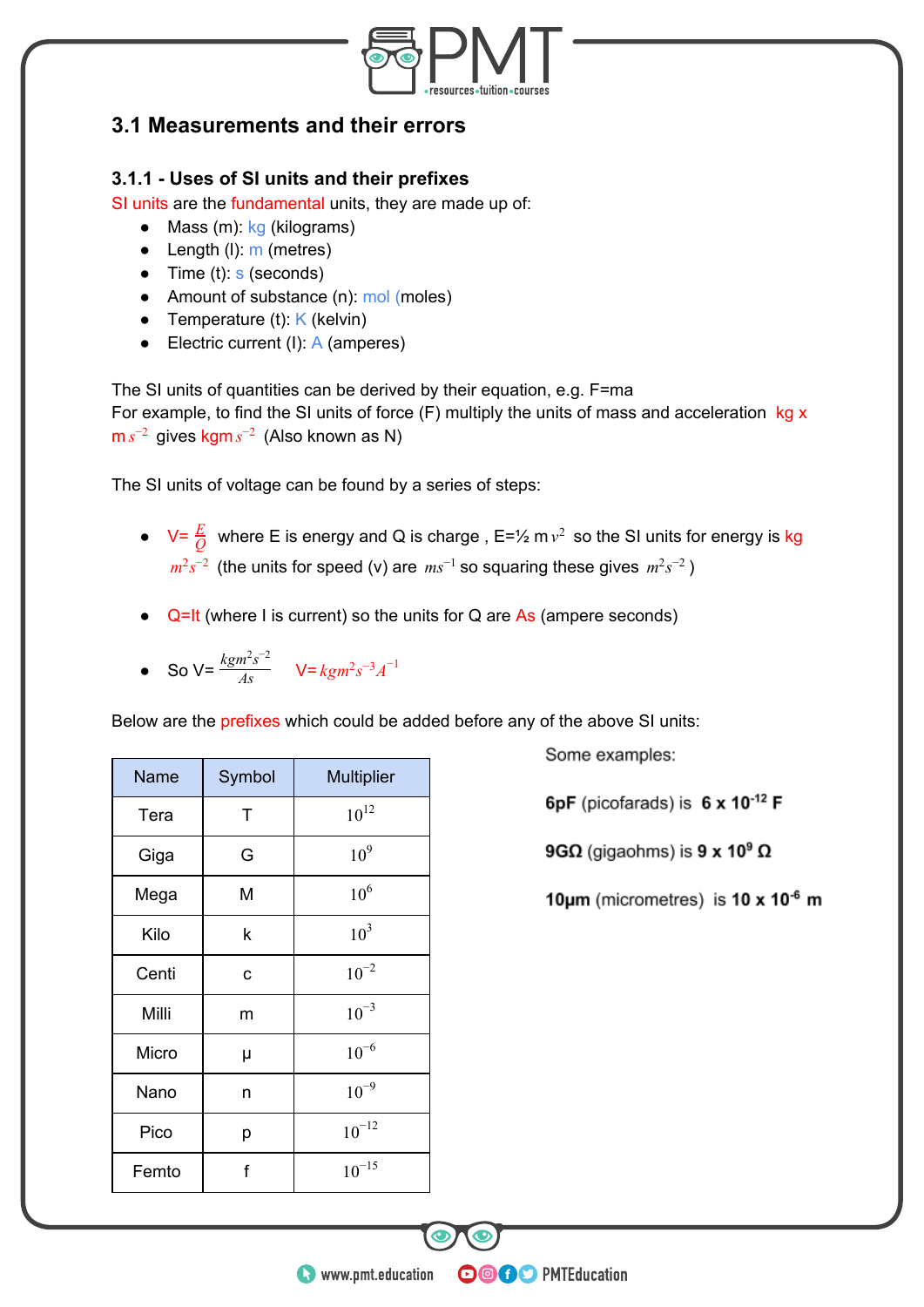## 3.1 Measurements and their errors

### 3.1.1 - Uses of SI units and their prefixes

SI units are the fundamental units, they are made up of:

- Mass (m): kg (kilograms)
- Length (l): m (metres)
- Time (t): s (seconds)
- Amount of substance (n): mol (moles)
- Temperature (t): K (kelvin)
- Electric current (I): A (amperes)

The SI units of quantities can be derived by their equation, e.g. F=ma
For example, to find the SI units of force (F) multiply the units of mass and acceleration kg x m $s^{-2}$ gives kgm $s^{-2}$ (Also known as N)

The SI units of voltage can be found by a series of steps:

- V= $\frac{E}{Q}$ where E is energy and Q is charge , E=½ m $v^2$ so the SI units for energy is kg $m^2 s^{-2}$ (the units for speed (v) are $ms^{-1}$ so squaring these gives $m^2 s^{-2}$ )
- Q=It (where I is current) so the units for Q are As (ampere seconds)
- So V= $\frac{kgm^2 s^{-2}}{As}$ V= $kgm^2 s^{-3} A^{-1}$

Below are the prefixes which could be added before any of the above SI units:

| Name | Symbol | Multiplier |
|---|---|---|
| Tera | T | $10^{12}$ |
| Giga | G | $10^{9}$ |
| Mega | M | $10^{6}$ |
| Kilo | k | $10^{3}$ |
| Centi | c | $10^{-2}$ |
| Milli | m | $10^{-3}$ |
| Micro | μ | $10^{-6}$ |
| Nano | n | $10^{-9}$ |
| Pico | p | $10^{-12}$ |
| Femto | f | $10^{-15}$ |

Some examples:

**6pF** (picofarads) is **6 x $10^{-12}$ F**

**9GΩ** (gigaohms) is **9 x $10^{9}$ Ω**

**10μm** (micrometres) is **10 x $10^{-6}$ m**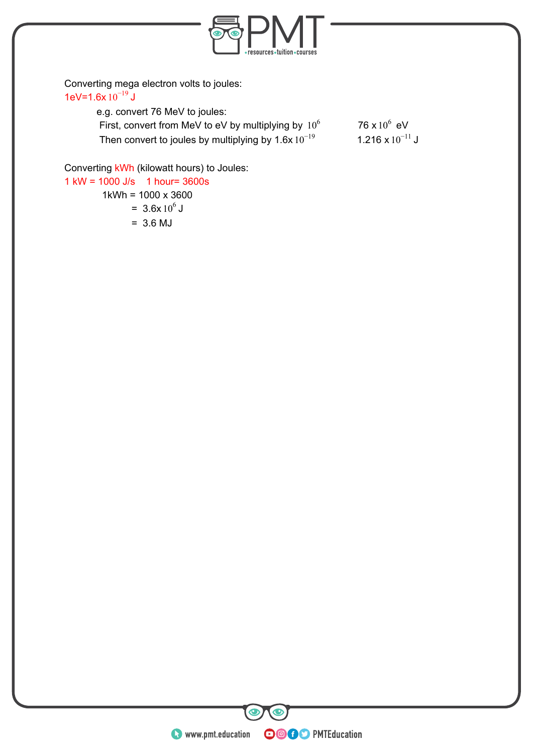Converting mega electron volts to joules:

$1eV=1.6x\,10^{-19}$ J

e.g. convert 76 MeV to joules:

First, convert from MeV to eV by multiplying by $10^{6}$ $\quad$ 76 x $10^{6}$ eV

Then convert to joules by multiplying by 1.6x $10^{-19}$ $\quad$ 1.216 x $10^{-11}$ J

Converting kWh (kilowatt hours) to Joules:

1 kW = 1000 J/s $\quad$ 1 hour= 3600s

1kWh = 1000 x 3600

= 3.6x $10^{6}$ J

= 3.6 MJ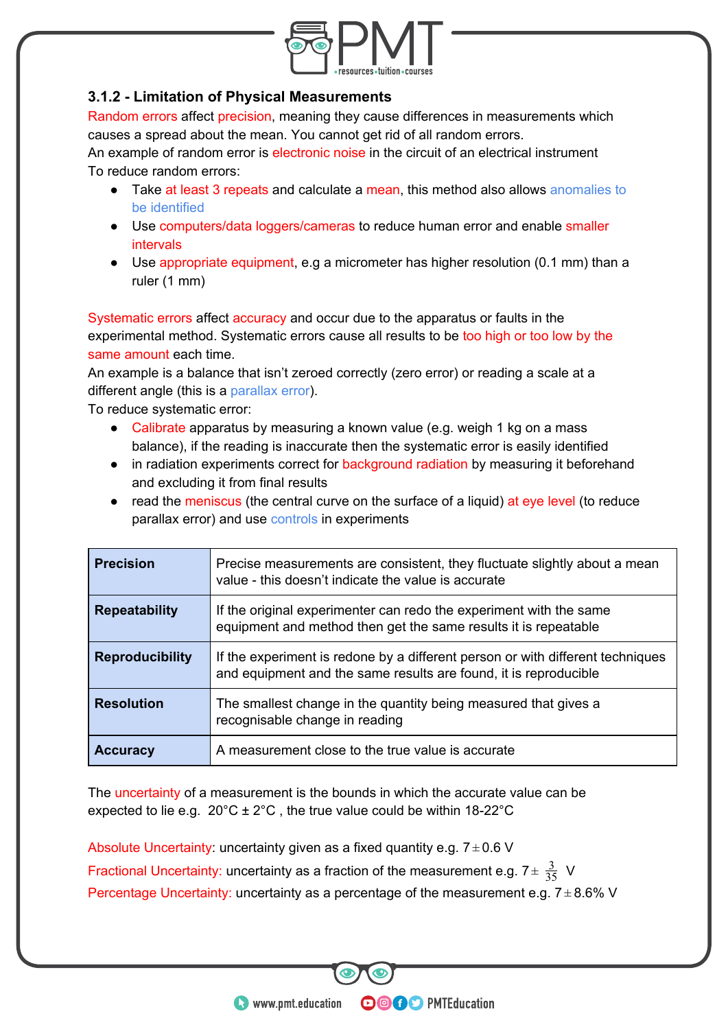### 3.1.2 - Limitation of Physical Measurements

Random errors affect precision, meaning they cause differences in measurements which causes a spread about the mean. You cannot get rid of all random errors.
An example of random error is electronic noise in the circuit of an electrical instrument
To reduce random errors:

- Take at least 3 repeats and calculate a mean, this method also allows anomalies to be identified
- Use computers/data loggers/cameras to reduce human error and enable smaller intervals
- Use appropriate equipment, e.g a micrometer has higher resolution (0.1 mm) than a ruler (1 mm)

Systematic errors affect accuracy and occur due to the apparatus or faults in the experimental method. Systematic errors cause all results to be too high or too low by the same amount each time.
An example is a balance that isn't zeroed correctly (zero error) or reading a scale at a different angle (this is a parallax error).
To reduce systematic error:

- Calibrate apparatus by measuring a known value (e.g. weigh 1 kg on a mass balance), if the reading is inaccurate then the systematic error is easily identified
- in radiation experiments correct for background radiation by measuring it beforehand and excluding it from final results
- read the meniscus (the central curve on the surface of a liquid) at eye level (to reduce parallax error) and use controls in experiments

| Term | Definition |
| --- | --- |
| **Precision** | Precise measurements are consistent, they fluctuate slightly about a mean value - this doesn't indicate the value is accurate |
| **Repeatability** | If the original experimenter can redo the experiment with the same equipment and method then get the same results it is repeatable |
| **Reproducibility** | If the experiment is redone by a different person or with different techniques and equipment and the same results are found, it is reproducible |
| **Resolution** | The smallest change in the quantity being measured that gives a recognisable change in reading |
| **Accuracy** | A measurement close to the true value is accurate |

The uncertainty of a measurement is the bounds in which the accurate value can be expected to lie e.g. 20°C ± 2°C , the true value could be within 18-22°C

Absolute Uncertainty: uncertainty given as a fixed quantity e.g. $7 \pm 0.6$ V
Fractional Uncertainty: uncertainty as a fraction of the measurement e.g. $7 \pm \frac{3}{35}$ V
Percentage Uncertainty: uncertainty as a percentage of the measurement e.g. $7 \pm 8.6\%$ V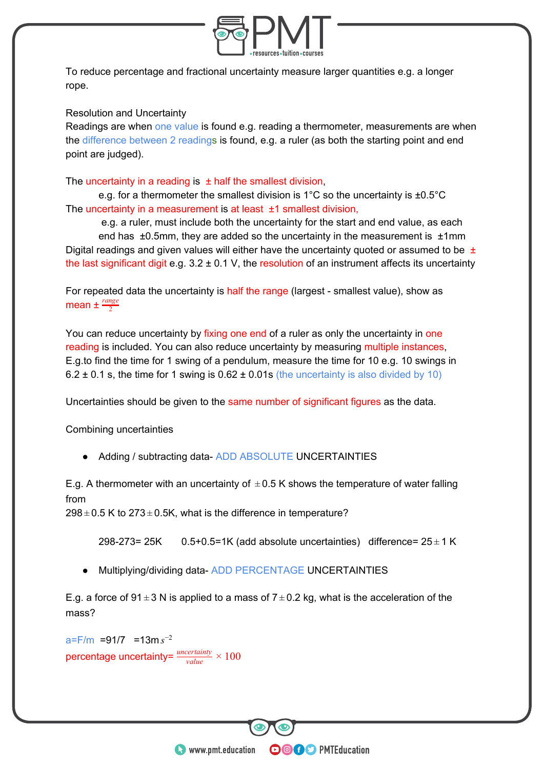To reduce percentage and fractional uncertainty measure larger quantities e.g. a longer rope.

Resolution and Uncertainty

Readings are when one value is found e.g. reading a thermometer, measurements are when the difference between 2 readings is found, e.g. a ruler (as both the starting point and end point are judged).

The uncertainty in a reading is ± half the smallest division,

e.g. for a thermometer the smallest division is 1°C so the uncertainty is ±0.5°C

The uncertainty in a measurement is at least ±1 smallest division,

e.g. a ruler, must include both the uncertainty for the start and end value, as each end has ±0.5mm, they are added so the uncertainty in the measurement is ±1mm

Digital readings and given values will either have the uncertainty quoted or assumed to be ± the last significant digit e.g. 3.2 ± 0.1 V, the resolution of an instrument affects its uncertainty

For repeated data the uncertainty is half the range (largest - smallest value), show as mean ± $\frac{range}{2}$

You can reduce uncertainty by fixing one end of a ruler as only the uncertainty in one reading is included. You can also reduce uncertainty by measuring multiple instances, E.g.to find the time for 1 swing of a pendulum, measure the time for 10 e.g. 10 swings in 6.2 ± 0.1 s, the time for 1 swing is 0.62 ± 0.01s (the uncertainty is also divided by 10)

Uncertainties should be given to the same number of significant figures as the data.

Combining uncertainties

- Adding / subtracting data- ADD ABSOLUTE UNCERTAINTIES

E.g. A thermometer with an uncertainty of ±0.5 K shows the temperature of water falling from
298±0.5 K to 273±0.5K, what is the difference in temperature?

298-273= 25K     0.5+0.5=1K (add absolute uncertainties)   difference= 25±1 K

- Multiplying/dividing data- ADD PERCENTAGE UNCERTAINTIES

E.g. a force of 91±3 N is applied to a mass of 7±0.2 kg, what is the acceleration of the mass?

a=F/m =91/7 =13m$s^{-2}$

percentage uncertainty= $\frac{uncertainty}{value} \times 100$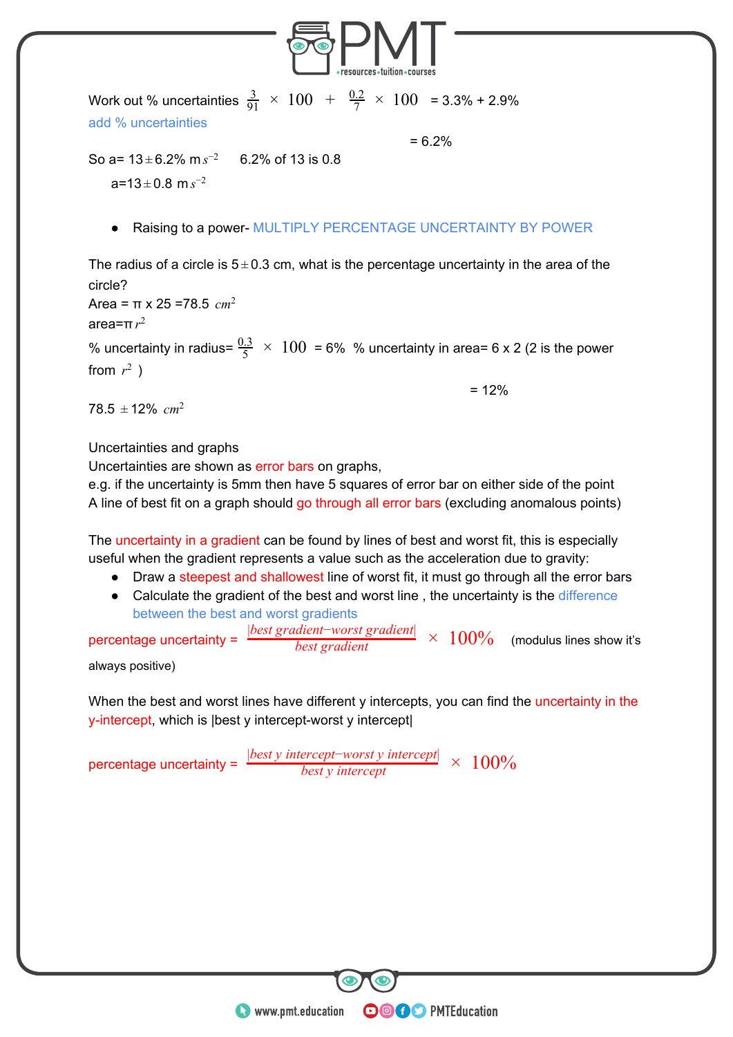Work out % uncertainties $\frac{3}{91} \times 100 + \frac{0.2}{7} \times 100$ = 3.3% + 2.9%

add % uncertainties

= 6.2%

So a= 13 $\pm$ 6.2% m $s^{-2}$ 6.2% of 13 is 0.8

a=13 $\pm$ 0.8 m $s^{-2}$

- Raising to a power- MULTIPLY PERCENTAGE UNCERTAINTY BY POWER

The radius of a circle is 5 $\pm$ 0.3 cm, what is the percentage uncertainty in the area of the circle?

Area = π x 25 =78.5 $cm^2$

area=π $r^2$

% uncertainty in radius= $\frac{0.3}{5} \times 100$ = 6% % uncertainty in area= 6 x 2 (2 is the power from $r^2$ )

= 12%

78.5 $\pm$ 12% $cm^2$

Uncertainties and graphs

Uncertainties are shown as error bars on graphs,

e.g. if the uncertainty is 5mm then have 5 squares of error bar on either side of the point

A line of best fit on a graph should go through all error bars (excluding anomalous points)

The uncertainty in a gradient can be found by lines of best and worst fit, this is especially useful when the gradient represents a value such as the acceleration due to gravity:

- Draw a steepest and shallowest line of worst fit, it must go through all the error bars
- Calculate the gradient of the best and worst line , the uncertainty is the difference between the best and worst gradients

percentage uncertainty = $\frac{|best\ gradient - worst\ gradient|}{best\ gradient} \times 100\%$ (modulus lines show it's always positive)

When the best and worst lines have different y intercepts, you can find the uncertainty in the y-intercept, which is |best y intercept-worst y intercept|

percentage uncertainty = $\frac{|best\ y\ intercept - worst\ y\ intercept|}{best\ y\ intercept} \times 100\%$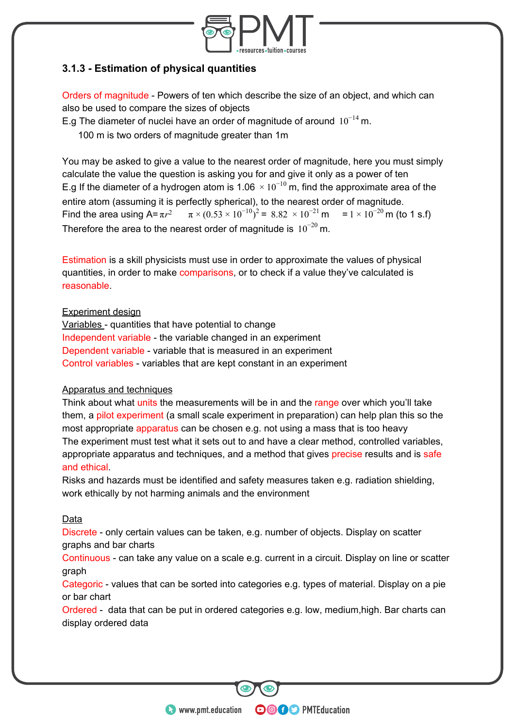### 3.1.3 - Estimation of physical quantities

Orders of magnitude - Powers of ten which describe the size of an object, and which can also be used to compare the sizes of objects

E.g The diameter of nuclei have an order of magnitude of around $10^{-14}$ m.

100 m is two orders of magnitude greater than 1m

You may be asked to give a value to the nearest order of magnitude, here you must simply calculate the value the question is asking you for and give it only as a power of ten

E.g If the diameter of a hydrogen atom is 1.06 $\times 10^{-10}$ m, find the approximate area of the entire atom (assuming it is perfectly spherical), to the nearest order of magnitude.

Find the area using A= $\pi r^2$ $\pi \times (0.53 \times 10^{-10})^2 =$ 8.82 $\times 10^{-21}$ m $= 1 \times 10^{-20}$ m (to 1 s.f)

Therefore the area to the nearest order of magnitude is $10^{-20}$ m.

Estimation is a skill physicists must use in order to approximate the values of physical quantities, in order to make comparisons, or to check if a value they've calculated is reasonable.

Experiment design

Variables - quantities that have potential to change

Independent variable - the variable changed in an experiment

Dependent variable - variable that is measured in an experiment

Control variables - variables that are kept constant in an experiment

Apparatus and techniques

Think about what units the measurements will be in and the range over which you'll take them, a pilot experiment (a small scale experiment in preparation) can help plan this so the most appropriate apparatus can be chosen e.g. not using a mass that is too heavy

The experiment must test what it sets out to and have a clear method, controlled variables, appropriate apparatus and techniques, and a method that gives precise results and is safe and ethical.

Risks and hazards must be identified and safety measures taken e.g. radiation shielding, work ethically by not harming animals and the environment

Data

Discrete - only certain values can be taken, e.g. number of objects. Display on scatter graphs and bar charts

Continuous - can take any value on a scale e.g. current in a circuit. Display on line or scatter graph

Categoric - values that can be sorted into categories e.g. types of material. Display on a pie or bar chart

Ordered - data that can be put in ordered categories e.g. low, medium,high. Bar charts can display ordered data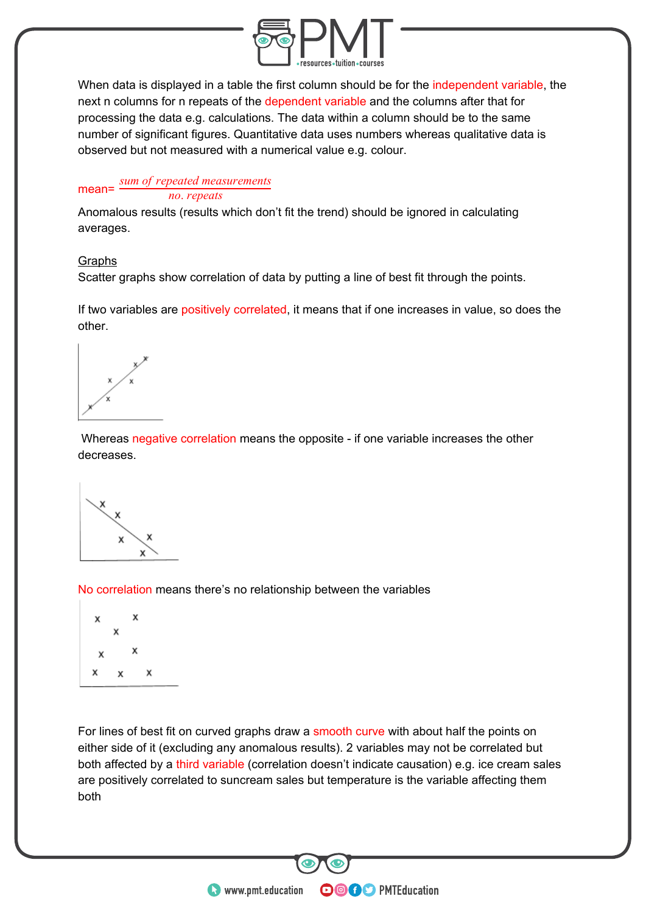When data is displayed in a table the first column should be for the independent variable, the next n columns for n repeats of the dependent variable and the columns after that for processing the data e.g. calculations. The data within a column should be to the same number of significant figures. Quantitative data uses numbers whereas qualitative data is observed but not measured with a numerical value e.g. colour.

$$\text{mean} = \frac{\text{sum of repeated measurements}}{\text{no. repeats}}$$

Anomalous results (results which don't fit the trend) should be ignored in calculating averages.

## Graphs

Scatter graphs show correlation of data by putting a line of best fit through the points.

If two variables are positively correlated, it means that if one increases in value, so does the other.

Whereas negative correlation means the opposite - if one variable increases the other decreases.

No correlation means there's no relationship between the variables

For lines of best fit on curved graphs draw a smooth curve with about half the points on either side of it (excluding any anomalous results). 2 variables may not be correlated but both affected by a third variable (correlation doesn't indicate causation) e.g. ice cream sales are positively correlated to suncream sales but temperature is the variable affecting them both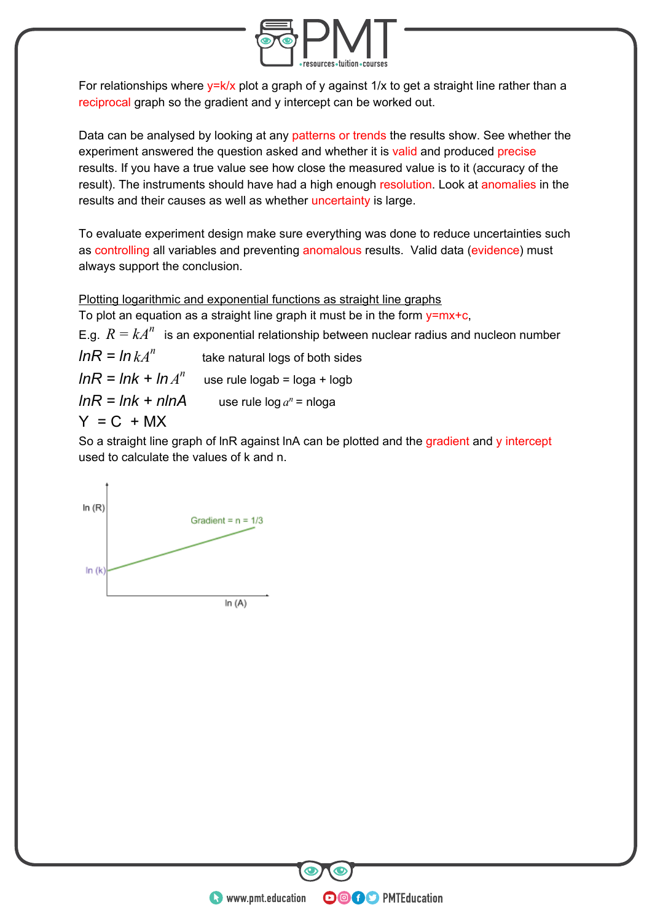For relationships where $y=k/x$ plot a graph of y against 1/x to get a straight line rather than a reciprocal graph so the gradient and y intercept can be worked out.

Data can be analysed by looking at any patterns or trends the results show. See whether the experiment answered the question asked and whether it is valid and produced precise results. If you have a true value see how close the measured value is to it (accuracy of the result). The instruments should have had a high enough resolution. Look at anomalies in the results and their causes as well as whether uncertainty is large.

To evaluate experiment design make sure everything was done to reduce uncertainties such as controlling all variables and preventing anomalous results. Valid data (evidence) must always support the conclusion.

<u>Plotting logarithmic and exponential functions as straight line graphs</u>

To plot an equation as a straight line graph it must be in the form $y=mx+c$,

E.g. $R = kA^n$ is an exponential relationship between nuclear radius and nucleon number

$\ln R = \ln kA^n$ — take natural logs of both sides

$\ln R = \ln k + \ln A^n$ — use rule $\log ab = \log a + \log b$

$\ln R = \ln k + n\ln A$ — use rule $\log a^n = n\log a$

$Y = C + MX$

So a straight line graph of lnR against lnA can be plotted and the gradient and y intercept used to calculate the values of k and n.

ln (R)

Gradient = n = 1/3

ln (k)

ln (A)